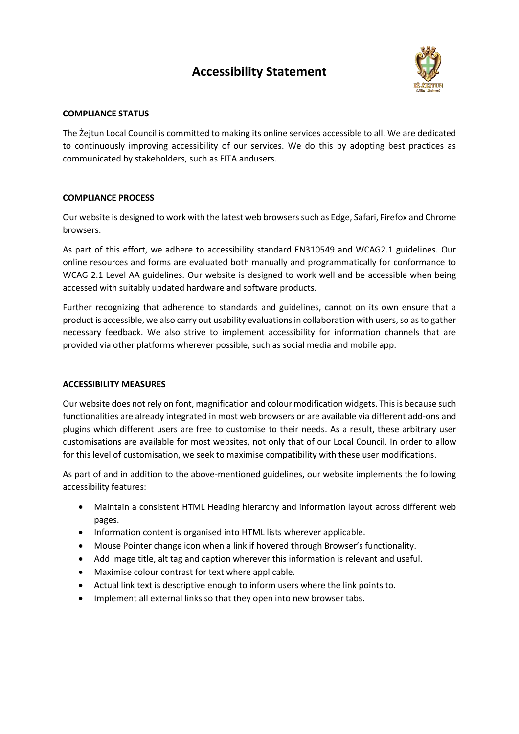# Accessibility Statement

**COMPLIANCE STATUS**

The Żejtun Local Council is committed to making its online services accessible to all. We are dedicated to continuously improving accessibility of our services. We do this by adopting best practices as communicated by stakeholders, such as FITA andusers.

**COMPLIANCE PROCESS**

Our website is designed to work with the latest web browsers such as Edge, Safari, Firefox and Chrome browsers.

As part of this effort, we adhere to accessibility standard EN310549 and WCAG2.1 guidelines. Our online resources and forms are evaluated both manually and programmatically for conformance to WCAG 2.1 Level AA guidelines. Our website is designed to work well and be accessible when being accessed with suitably updated hardware and software products.

Further recognizing that adherence to standards and guidelines, cannot on its own ensure that a product is accessible, we also carry out usability evaluations in collaboration with users, so as to gather necessary feedback. We also strive to implement accessibility for information channels that are provided via other platforms wherever possible, such as social media and mobile app.

**ACCESSIBILITY MEASURES**

Our website does not rely on font, magnification and colour modification widgets. This is because such functionalities are already integrated in most web browsers or are available via different add-ons and plugins which different users are free to customise to their needs. As a result, these arbitrary user customisations are available for most websites, not only that of our Local Council. In order to allow for this level of customisation, we seek to maximise compatibility with these user modifications.

As part of and in addition to the above-mentioned guidelines, our website implements the following accessibility features:

- Maintain a consistent HTML Heading hierarchy and information layout across different web pages.
- Information content is organised into HTML lists wherever applicable.
- Mouse Pointer change icon when a link if hovered through Browser's functionality.
- Add image title, alt tag and caption wherever this information is relevant and useful.
- Maximise colour contrast for text where applicable.
- Actual link text is descriptive enough to inform users where the link points to.
- Implement all external links so that they open into new browser tabs.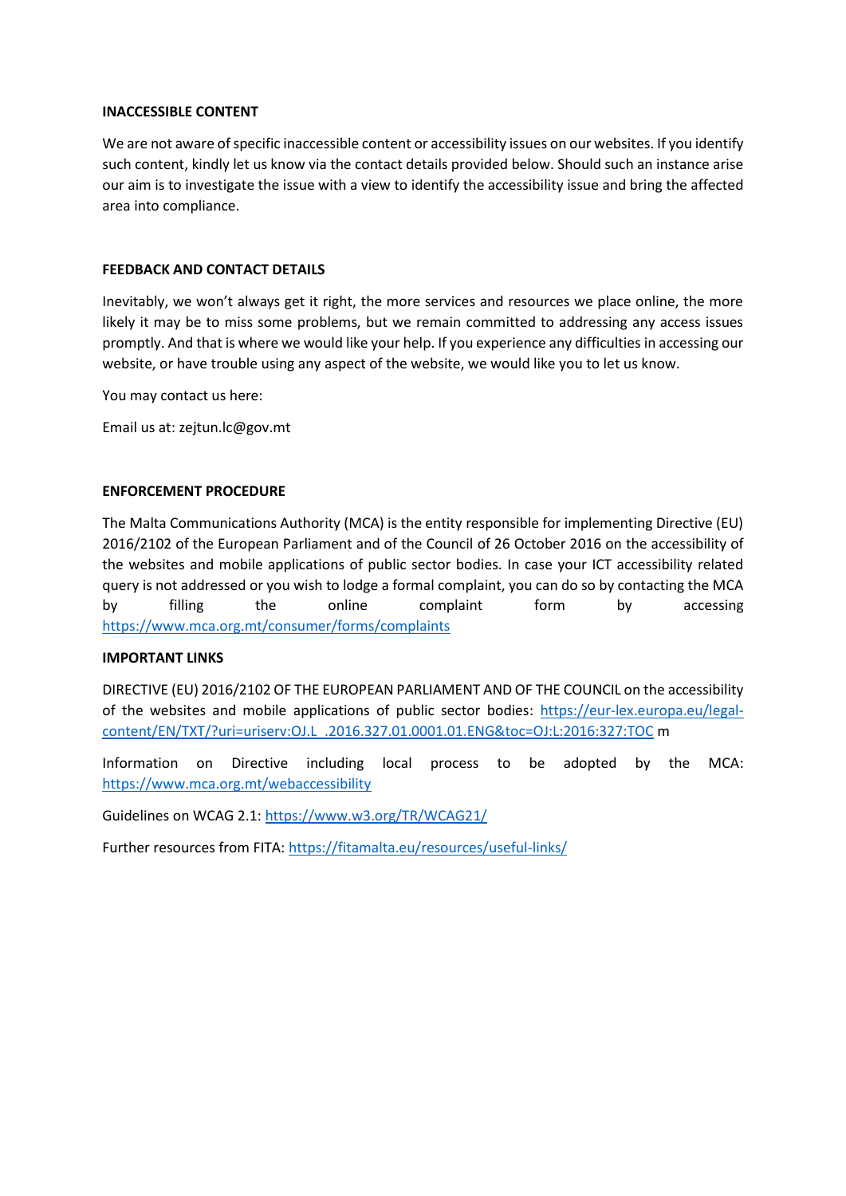**INACCESSIBLE CONTENT**

We are not aware of specific inaccessible content or accessibility issues on our websites. If you identify such content, kindly let us know via the contact details provided below. Should such an instance arise our aim is to investigate the issue with a view to identify the accessibility issue and bring the affected area into compliance.

**FEEDBACK AND CONTACT DETAILS**

Inevitably, we won't always get it right, the more services and resources we place online, the more likely it may be to miss some problems, but we remain committed to addressing any access issues promptly. And that is where we would like your help. If you experience any difficulties in accessing our website, or have trouble using any aspect of the website, we would like you to let us know.

You may contact us here:

Email us at: zejtun.lc@gov.mt

**ENFORCEMENT PROCEDURE**

The Malta Communications Authority (MCA) is the entity responsible for implementing Directive (EU) 2016/2102 of the European Parliament and of the Council of 26 October 2016 on the accessibility of the websites and mobile applications of public sector bodies. In case your ICT accessibility related query is not addressed or you wish to lodge a formal complaint, you can do so by contacting the MCA by filling the online complaint form by accessing https://www.mca.org.mt/consumer/forms/complaints

**IMPORTANT LINKS**

DIRECTIVE (EU) 2016/2102 OF THE EUROPEAN PARLIAMENT AND OF THE COUNCIL on the accessibility of the websites and mobile applications of public sector bodies: https://eur-lex.europa.eu/legal-content/EN/TXT/?uri=uriserv:OJ.L_.2016.327.01.0001.01.ENG&toc=OJ:L:2016:327:TOC m

Information on Directive including local process to be adopted by the MCA: https://www.mca.org.mt/webaccessibility

Guidelines on WCAG 2.1: https://www.w3.org/TR/WCAG21/

Further resources from FITA: https://fitamalta.eu/resources/useful-links/